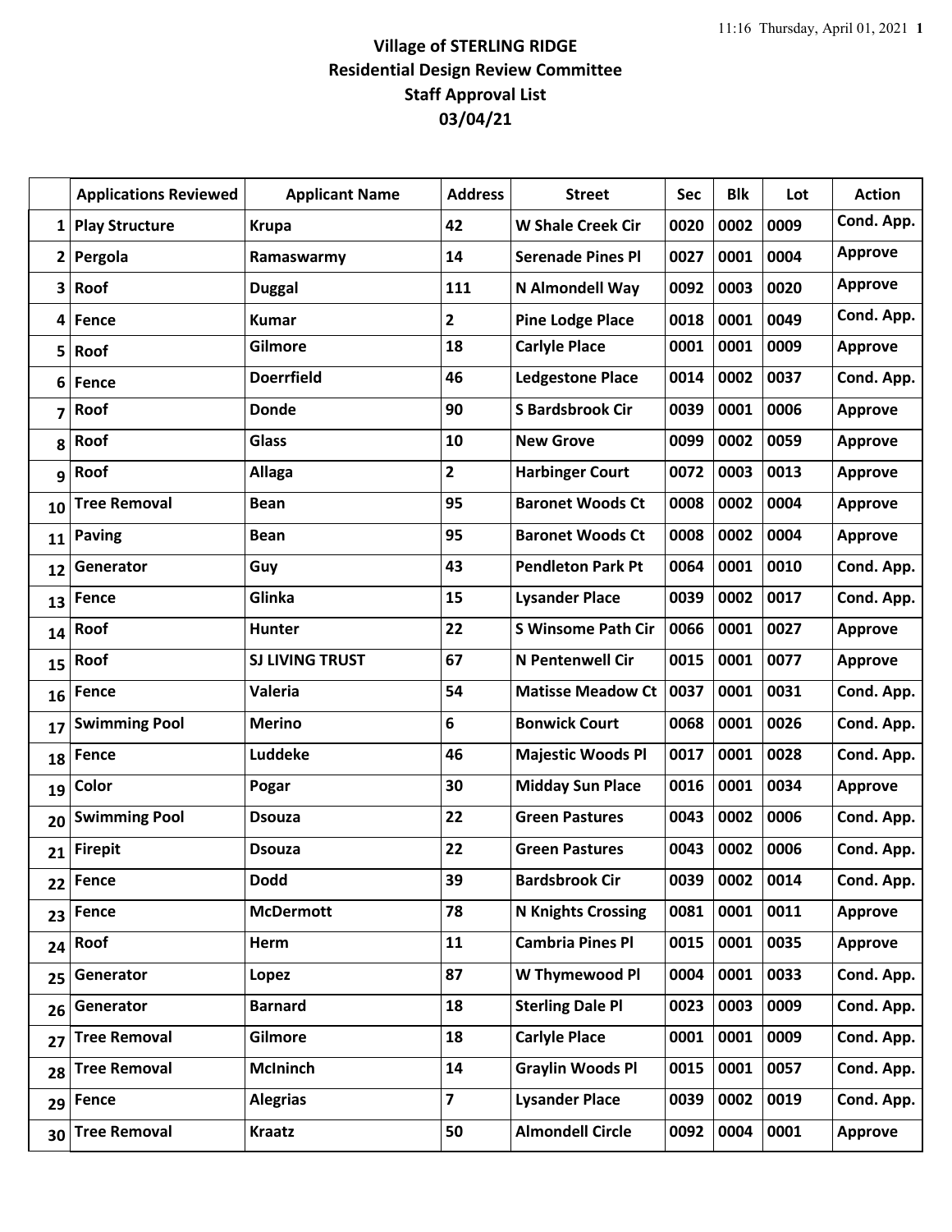# Village of STERLING RIDGE
## Residential Design Review Committee
## Staff Approval List
## 03/04/21

| | Applications Reviewed | Applicant Name | Address | Street | Sec | Blk | Lot | Action |
|---|---|---|---|---|---|---|---|---|
| 1 | Play Structure | Krupa | 42 | W Shale Creek Cir | 0020 | 0002 | 0009 | Cond. App. |
| 2 | Pergola | Ramaswarmy | 14 | Serenade Pines Pl | 0027 | 0001 | 0004 | Approve |
| 3 | Roof | Duggal | 111 | N Almondell Way | 0092 | 0003 | 0020 | Approve |
| 4 | Fence | Kumar | 2 | Pine Lodge Place | 0018 | 0001 | 0049 | Cond. App. |
| 5 | Roof | Gilmore | 18 | Carlyle Place | 0001 | 0001 | 0009 | Approve |
| 6 | Fence | Doerrfield | 46 | Ledgestone Place | 0014 | 0002 | 0037 | Cond. App. |
| 7 | Roof | Donde | 90 | S Bardsbrook Cir | 0039 | 0001 | 0006 | Approve |
| 8 | Roof | Glass | 10 | New Grove | 0099 | 0002 | 0059 | Approve |
| 9 | Roof | Allaga | 2 | Harbinger Court | 0072 | 0003 | 0013 | Approve |
| 10 | Tree Removal | Bean | 95 | Baronet Woods Ct | 0008 | 0002 | 0004 | Approve |
| 11 | Paving | Bean | 95 | Baronet Woods Ct | 0008 | 0002 | 0004 | Approve |
| 12 | Generator | Guy | 43 | Pendleton Park Pt | 0064 | 0001 | 0010 | Cond. App. |
| 13 | Fence | Glinka | 15 | Lysander Place | 0039 | 0002 | 0017 | Cond. App. |
| 14 | Roof | Hunter | 22 | S Winsome Path Cir | 0066 | 0001 | 0027 | Approve |
| 15 | Roof | SJ LIVING TRUST | 67 | N Pentenwell Cir | 0015 | 0001 | 0077 | Approve |
| 16 | Fence | Valeria | 54 | Matisse Meadow Ct | 0037 | 0001 | 0031 | Cond. App. |
| 17 | Swimming Pool | Merino | 6 | Bonwick Court | 0068 | 0001 | 0026 | Cond. App. |
| 18 | Fence | Luddeke | 46 | Majestic Woods Pl | 0017 | 0001 | 0028 | Cond. App. |
| 19 | Color | Pogar | 30 | Midday Sun Place | 0016 | 0001 | 0034 | Approve |
| 20 | Swimming Pool | Dsouza | 22 | Green Pastures | 0043 | 0002 | 0006 | Cond. App. |
| 21 | Firepit | Dsouza | 22 | Green Pastures | 0043 | 0002 | 0006 | Cond. App. |
| 22 | Fence | Dodd | 39 | Bardsbrook Cir | 0039 | 0002 | 0014 | Cond. App. |
| 23 | Fence | McDermott | 78 | N Knights Crossing | 0081 | 0001 | 0011 | Approve |
| 24 | Roof | Herm | 11 | Cambria Pines Pl | 0015 | 0001 | 0035 | Approve |
| 25 | Generator | Lopez | 87 | W Thymewood Pl | 0004 | 0001 | 0033 | Cond. App. |
| 26 | Generator | Barnard | 18 | Sterling Dale Pl | 0023 | 0003 | 0009 | Cond. App. |
| 27 | Tree Removal | Gilmore | 18 | Carlyle Place | 0001 | 0001 | 0009 | Cond. App. |
| 28 | Tree Removal | McIninch | 14 | Graylin Woods Pl | 0015 | 0001 | 0057 | Cond. App. |
| 29 | Fence | Alegrias | 7 | Lysander Place | 0039 | 0002 | 0019 | Cond. App. |
| 30 | Tree Removal | Kraatz | 50 | Almondell Circle | 0092 | 0004 | 0001 | Approve |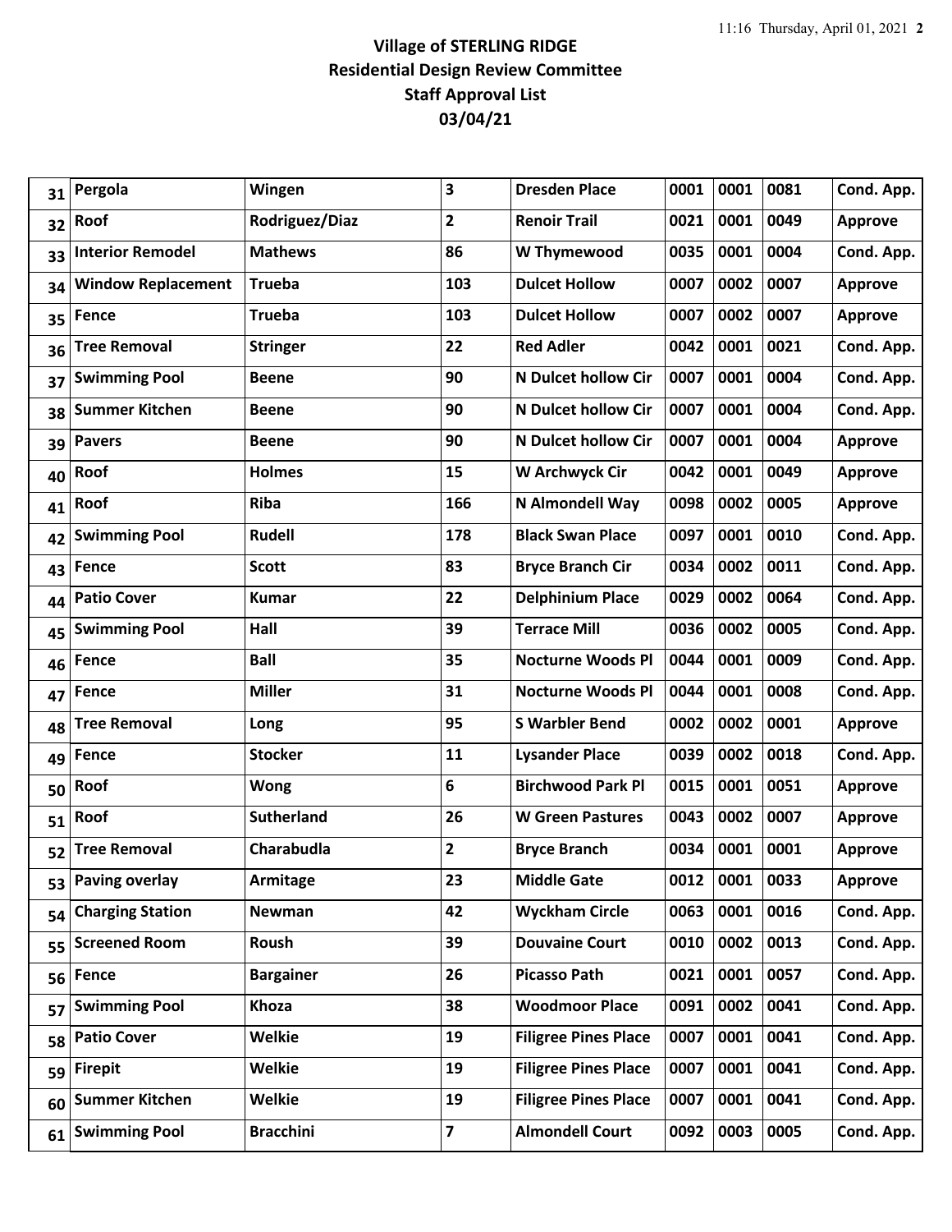## Village of STERLING RIDGE
## Residential Design Review Committee
## Staff Approval List
## 03/04/21

| | | | | | | | | |
|---|---|---|---|---|---|---|---|---|
| 31 | Pergola | Wingen | 3 | Dresden Place | 0001 | 0001 | 0081 | Cond. App. |
| 32 | Roof | Rodriguez/Diaz | 2 | Renoir Trail | 0021 | 0001 | 0049 | Approve |
| 33 | Interior Remodel | Mathews | 86 | W Thymewood | 0035 | 0001 | 0004 | Cond. App. |
| 34 | Window Replacement | Trueba | 103 | Dulcet Hollow | 0007 | 0002 | 0007 | Approve |
| 35 | Fence | Trueba | 103 | Dulcet Hollow | 0007 | 0002 | 0007 | Approve |
| 36 | Tree Removal | Stringer | 22 | Red Adler | 0042 | 0001 | 0021 | Cond. App. |
| 37 | Swimming Pool | Beene | 90 | N Dulcet hollow Cir | 0007 | 0001 | 0004 | Cond. App. |
| 38 | Summer Kitchen | Beene | 90 | N Dulcet hollow Cir | 0007 | 0001 | 0004 | Cond. App. |
| 39 | Pavers | Beene | 90 | N Dulcet hollow Cir | 0007 | 0001 | 0004 | Approve |
| 40 | Roof | Holmes | 15 | W Archwyck Cir | 0042 | 0001 | 0049 | Approve |
| 41 | Roof | Riba | 166 | N Almondell Way | 0098 | 0002 | 0005 | Approve |
| 42 | Swimming Pool | Rudell | 178 | Black Swan Place | 0097 | 0001 | 0010 | Cond. App. |
| 43 | Fence | Scott | 83 | Bryce Branch Cir | 0034 | 0002 | 0011 | Cond. App. |
| 44 | Patio Cover | Kumar | 22 | Delphinium Place | 0029 | 0002 | 0064 | Cond. App. |
| 45 | Swimming Pool | Hall | 39 | Terrace Mill | 0036 | 0002 | 0005 | Cond. App. |
| 46 | Fence | Ball | 35 | Nocturne Woods Pl | 0044 | 0001 | 0009 | Cond. App. |
| 47 | Fence | Miller | 31 | Nocturne Woods Pl | 0044 | 0001 | 0008 | Cond. App. |
| 48 | Tree Removal | Long | 95 | S Warbler Bend | 0002 | 0002 | 0001 | Approve |
| 49 | Fence | Stocker | 11 | Lysander Place | 0039 | 0002 | 0018 | Cond. App. |
| 50 | Roof | Wong | 6 | Birchwood Park Pl | 0015 | 0001 | 0051 | Approve |
| 51 | Roof | Sutherland | 26 | W Green Pastures | 0043 | 0002 | 0007 | Approve |
| 52 | Tree Removal | Charabudla | 2 | Bryce Branch | 0034 | 0001 | 0001 | Approve |
| 53 | Paving overlay | Armitage | 23 | Middle Gate | 0012 | 0001 | 0033 | Approve |
| 54 | Charging Station | Newman | 42 | Wyckham Circle | 0063 | 0001 | 0016 | Cond. App. |
| 55 | Screened Room | Roush | 39 | Douvaine Court | 0010 | 0002 | 0013 | Cond. App. |
| 56 | Fence | Bargainer | 26 | Picasso Path | 0021 | 0001 | 0057 | Cond. App. |
| 57 | Swimming Pool | Khoza | 38 | Woodmoor Place | 0091 | 0002 | 0041 | Cond. App. |
| 58 | Patio Cover | Welkie | 19 | Filigree Pines Place | 0007 | 0001 | 0041 | Cond. App. |
| 59 | Firepit | Welkie | 19 | Filigree Pines Place | 0007 | 0001 | 0041 | Cond. App. |
| 60 | Summer Kitchen | Welkie | 19 | Filigree Pines Place | 0007 | 0001 | 0041 | Cond. App. |
| 61 | Swimming Pool | Bracchini | 7 | Almondell Court | 0092 | 0003 | 0005 | Cond. App. |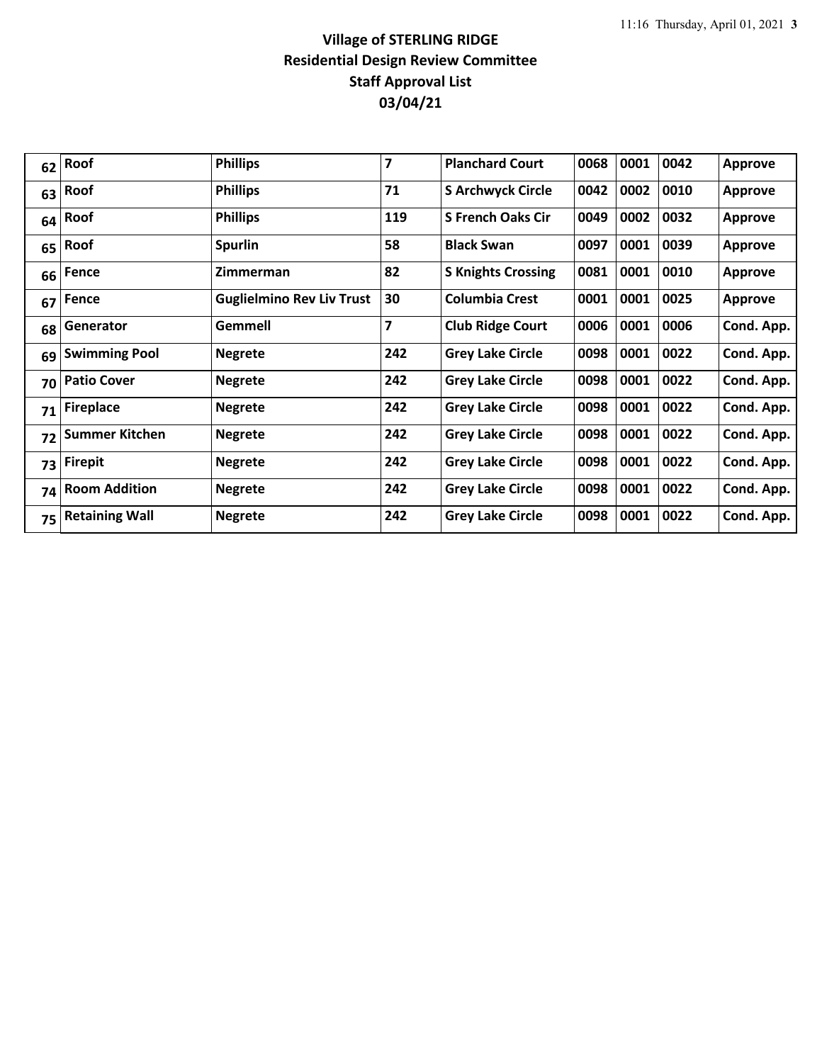**Village of STERLING RIDGE**
**Residential Design Review Committee**
**Staff Approval List**
**03/04/21**

| | | | | | | | | |
|---|---|---|---|---|---|---|---|---|
| 62 | Roof | Phillips | 7 | Planchard Court | 0068 | 0001 | 0042 | Approve |
| 63 | Roof | Phillips | 71 | S Archwyck Circle | 0042 | 0002 | 0010 | Approve |
| 64 | Roof | Phillips | 119 | S French Oaks Cir | 0049 | 0002 | 0032 | Approve |
| 65 | Roof | Spurlin | 58 | Black Swan | 0097 | 0001 | 0039 | Approve |
| 66 | Fence | Zimmerman | 82 | S Knights Crossing | 0081 | 0001 | 0010 | Approve |
| 67 | Fence | Guglielmino Rev Liv Trust | 30 | Columbia Crest | 0001 | 0001 | 0025 | Approve |
| 68 | Generator | Gemmell | 7 | Club Ridge Court | 0006 | 0001 | 0006 | Cond. App. |
| 69 | Swimming Pool | Negrete | 242 | Grey Lake Circle | 0098 | 0001 | 0022 | Cond. App. |
| 70 | Patio Cover | Negrete | 242 | Grey Lake Circle | 0098 | 0001 | 0022 | Cond. App. |
| 71 | Fireplace | Negrete | 242 | Grey Lake Circle | 0098 | 0001 | 0022 | Cond. App. |
| 72 | Summer Kitchen | Negrete | 242 | Grey Lake Circle | 0098 | 0001 | 0022 | Cond. App. |
| 73 | Firepit | Negrete | 242 | Grey Lake Circle | 0098 | 0001 | 0022 | Cond. App. |
| 74 | Room Addition | Negrete | 242 | Grey Lake Circle | 0098 | 0001 | 0022 | Cond. App. |
| 75 | Retaining Wall | Negrete | 242 | Grey Lake Circle | 0098 | 0001 | 0022 | Cond. App. |